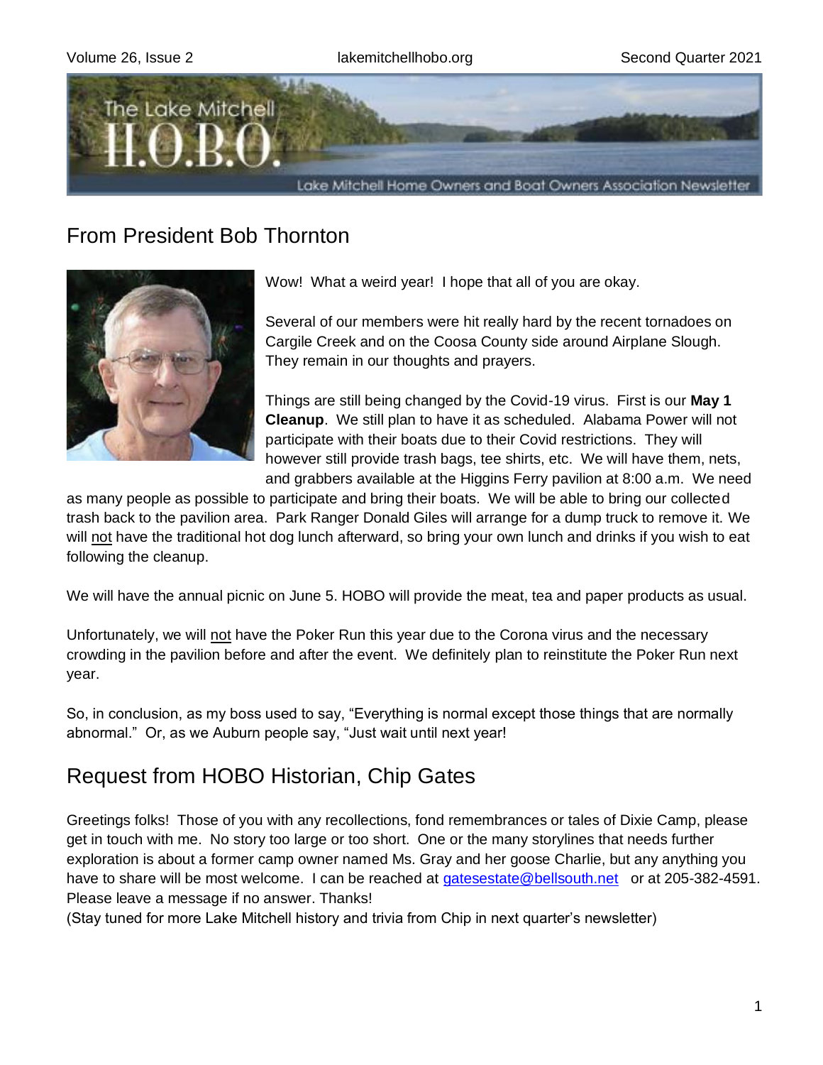# The Lake Mitchell H.O.B.O.

Lake Mitchell Home Owners and Boat Owners Association Newsletter

## From President Bob Thornton

Wow! What a weird year! I hope that all of you are okay.

Several of our members were hit really hard by the recent tornadoes on Cargile Creek and on the Coosa County side around Airplane Slough. They remain in our thoughts and prayers.

Things are still being changed by the Covid-19 virus. First is our **May 1 Cleanup**. We still plan to have it as scheduled. Alabama Power will not participate with their boats due to their Covid restrictions. They will however still provide trash bags, tee shirts, etc. We will have them, nets, and grabbers available at the Higgins Ferry pavilion at 8:00 a.m. We need as many people as possible to participate and bring their boats. We will be able to bring our collected trash back to the pavilion area. Park Ranger Donald Giles will arrange for a dump truck to remove it. We will not have the traditional hot dog lunch afterward, so bring your own lunch and drinks if you wish to eat following the cleanup.

We will have the annual picnic on June 5. HOBO will provide the meat, tea and paper products as usual.

Unfortunately, we will not have the Poker Run this year due to the Corona virus and the necessary crowding in the pavilion before and after the event. We definitely plan to reinstitute the Poker Run next year.

So, in conclusion, as my boss used to say, "Everything is normal except those things that are normally abnormal." Or, as we Auburn people say, "Just wait until next year!

## Request from HOBO Historian, Chip Gates

Greetings folks! Those of you with any recollections, fond remembrances or tales of Dixie Camp, please get in touch with me. No story too large or too short. One or the many storylines that needs further exploration is about a former camp owner named Ms. Gray and her goose Charlie, but any anything you have to share will be most welcome. I can be reached at gatesestate@bellsouth.net or at 205-382-4591. Please leave a message if no answer. Thanks!

(Stay tuned for more Lake Mitchell history and trivia from Chip in next quarter's newsletter)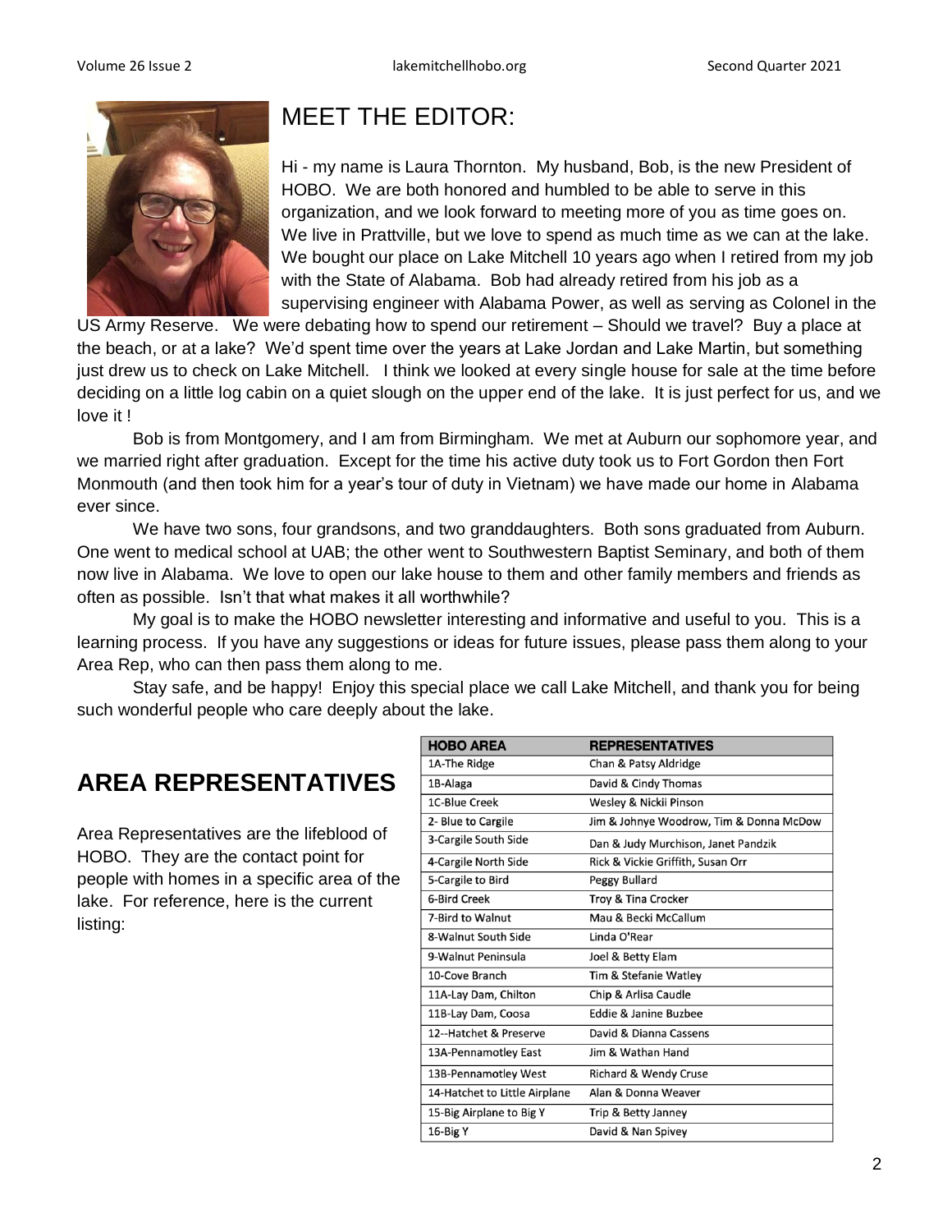# MEET THE EDITOR:

Hi - my name is Laura Thornton. My husband, Bob, is the new President of HOBO. We are both honored and humbled to be able to serve in this organization, and we look forward to meeting more of you as time goes on. We live in Prattville, but we love to spend as much time as we can at the lake. We bought our place on Lake Mitchell 10 years ago when I retired from my job with the State of Alabama. Bob had already retired from his job as a supervising engineer with Alabama Power, as well as serving as Colonel in the US Army Reserve. We were debating how to spend our retirement – Should we travel? Buy a place at the beach, or at a lake? We'd spent time over the years at Lake Jordan and Lake Martin, but something just drew us to check on Lake Mitchell. I think we looked at every single house for sale at the time before deciding on a little log cabin on a quiet slough on the upper end of the lake. It is just perfect for us, and we love it !

Bob is from Montgomery, and I am from Birmingham. We met at Auburn our sophomore year, and we married right after graduation. Except for the time his active duty took us to Fort Gordon then Fort Monmouth (and then took him for a year's tour of duty in Vietnam) we have made our home in Alabama ever since.

We have two sons, four grandsons, and two granddaughters. Both sons graduated from Auburn. One went to medical school at UAB; the other went to Southwestern Baptist Seminary, and both of them now live in Alabama. We love to open our lake house to them and other family members and friends as often as possible. Isn't that what makes it all worthwhile?

My goal is to make the HOBO newsletter interesting and informative and useful to you. This is a learning process. If you have any suggestions or ideas for future issues, please pass them along to your Area Rep, who can then pass them along to me.

Stay safe, and be happy! Enjoy this special place we call Lake Mitchell, and thank you for being such wonderful people who care deeply about the lake.

## AREA REPRESENTATIVES

Area Representatives are the lifeblood of HOBO. They are the contact point for people with homes in a specific area of the lake. For reference, here is the current listing:

| HOBO AREA | REPRESENTATIVES |
|---|---|
| 1A-The Ridge | Chan & Patsy Aldridge |
| 1B-Alaga | David & Cindy Thomas |
| 1C-Blue Creek | Wesley & Nickii Pinson |
| 2- Blue to Cargile | Jim & Johnye Woodrow, Tim & Donna McDow |
| 3-Cargile South Side | Dan & Judy Murchison, Janet Pandzik |
| 4-Cargile North Side | Rick & Vickie Griffith, Susan Orr |
| 5-Cargile to Bird | Peggy Bullard |
| 6-Bird Creek | Troy & Tina Crocker |
| 7-Bird to Walnut | Mau & Becki McCallum |
| 8-Walnut South Side | Linda O'Rear |
| 9-Walnut Peninsula | Joel & Betty Elam |
| 10-Cove Branch | Tim & Stefanie Watley |
| 11A-Lay Dam, Chilton | Chip & Arlisa Caudle |
| 11B-Lay Dam, Coosa | Eddie & Janine Buzbee |
| 12--Hatchet & Preserve | David & Dianna Cassens |
| 13A-Pennamotley East | Jim & Wathan Hand |
| 13B-Pennamotley West | Richard & Wendy Cruse |
| 14-Hatchet to Little Airplane | Alan & Donna Weaver |
| 15-Big Airplane to Big Y | Trip & Betty Janney |
| 16-Big Y | David & Nan Spivey |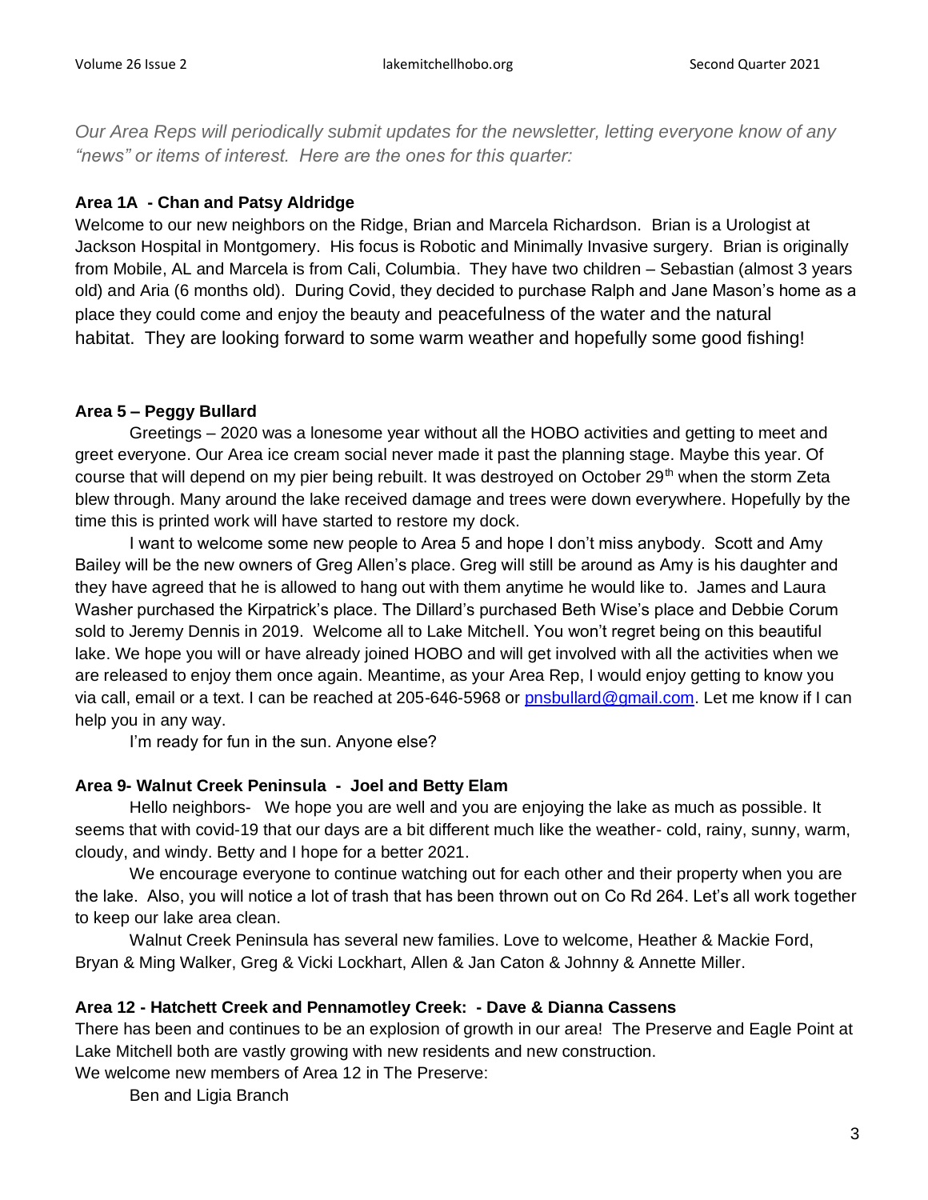*Our Area Reps will periodically submit updates for the newsletter, letting everyone know of any "news" or items of interest. Here are the ones for this quarter:*

**Area 1A - Chan and Patsy Aldridge**

Welcome to our new neighbors on the Ridge, Brian and Marcela Richardson. Brian is a Urologist at Jackson Hospital in Montgomery. His focus is Robotic and Minimally Invasive surgery. Brian is originally from Mobile, AL and Marcela is from Cali, Columbia. They have two children – Sebastian (almost 3 years old) and Aria (6 months old). During Covid, they decided to purchase Ralph and Jane Mason's home as a place they could come and enjoy the beauty and peacefulness of the water and the natural habitat. They are looking forward to some warm weather and hopefully some good fishing!

**Area 5 – Peggy Bullard**

Greetings – 2020 was a lonesome year without all the HOBO activities and getting to meet and greet everyone. Our Area ice cream social never made it past the planning stage. Maybe this year. Of course that will depend on my pier being rebuilt. It was destroyed on October 29th when the storm Zeta blew through. Many around the lake received damage and trees were down everywhere. Hopefully by the time this is printed work will have started to restore my dock.

I want to welcome some new people to Area 5 and hope I don't miss anybody. Scott and Amy Bailey will be the new owners of Greg Allen's place. Greg will still be around as Amy is his daughter and they have agreed that he is allowed to hang out with them anytime he would like to. James and Laura Washer purchased the Kirpatrick's place. The Dillard's purchased Beth Wise's place and Debbie Corum sold to Jeremy Dennis in 2019. Welcome all to Lake Mitchell. You won't regret being on this beautiful lake. We hope you will or have already joined HOBO and will get involved with all the activities when we are released to enjoy them once again. Meantime, as your Area Rep, I would enjoy getting to know you via call, email or a text. I can be reached at 205-646-5968 or pnsbullard@gmail.com. Let me know if I can help you in any way.

I'm ready for fun in the sun. Anyone else?

**Area 9- Walnut Creek Peninsula - Joel and Betty Elam**

Hello neighbors- We hope you are well and you are enjoying the lake as much as possible. It seems that with covid-19 that our days are a bit different much like the weather- cold, rainy, sunny, warm, cloudy, and windy. Betty and I hope for a better 2021.

We encourage everyone to continue watching out for each other and their property when you are the lake. Also, you will notice a lot of trash that has been thrown out on Co Rd 264. Let's all work together to keep our lake area clean.

Walnut Creek Peninsula has several new families. Love to welcome, Heather & Mackie Ford, Bryan & Ming Walker, Greg & Vicki Lockhart, Allen & Jan Caton & Johnny & Annette Miller.

**Area 12 - Hatchett Creek and Pennamotley Creek: - Dave & Dianna Cassens**

There has been and continues to be an explosion of growth in our area! The Preserve and Eagle Point at Lake Mitchell both are vastly growing with new residents and new construction.

We welcome new members of Area 12 in The Preserve:

Ben and Ligia Branch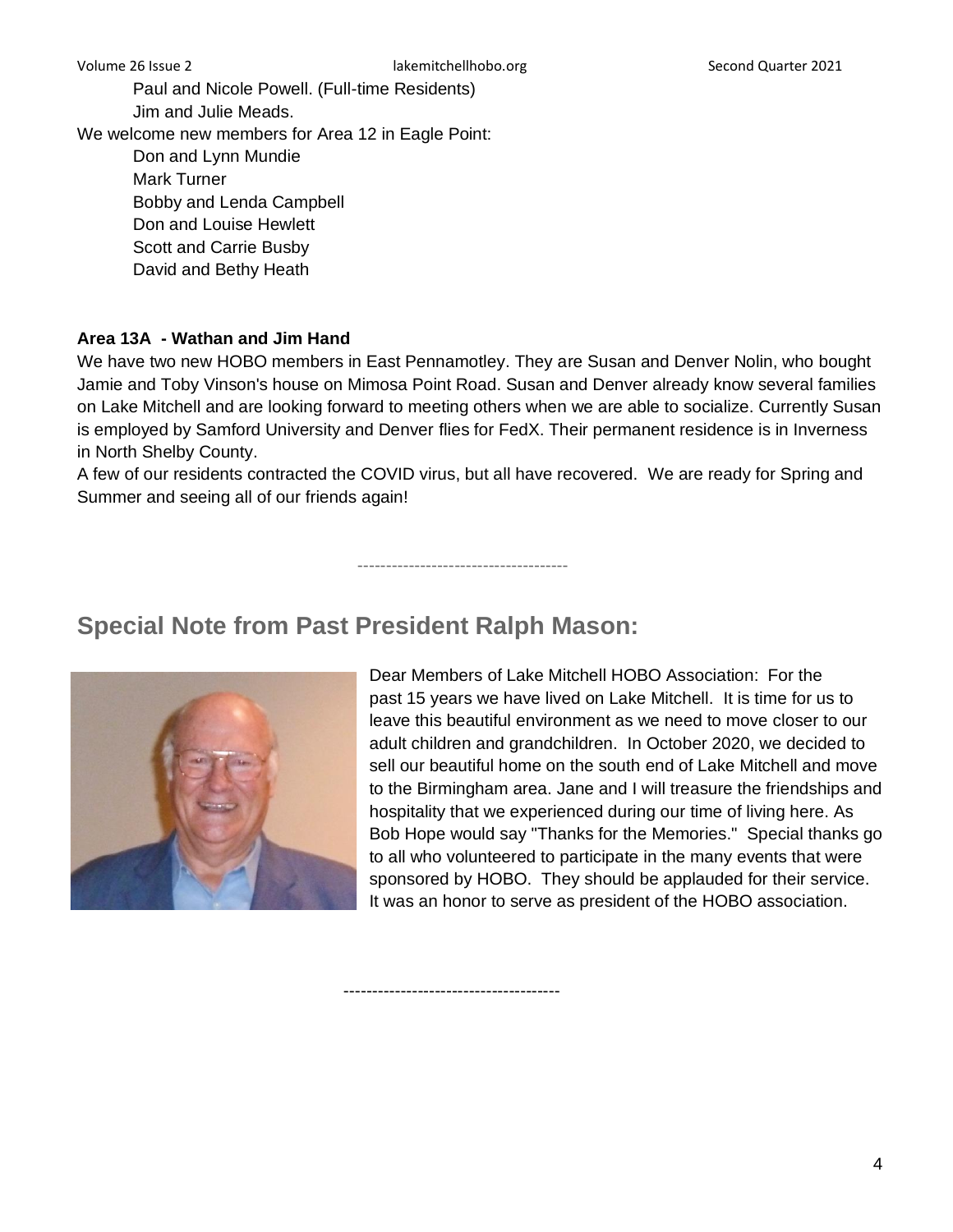Paul and Nicole Powell. (Full-time Residents)
Jim and Julie Meads.

We welcome new members for Area 12 in Eagle Point:

Don and Lynn Mundie
Mark Turner
Bobby and Lenda Campbell
Don and Louise Hewlett
Scott and Carrie Busby
David and Bethy Heath

**Area 13A - Wathan and Jim Hand**

We have two new HOBO members in East Pennamotley. They are Susan and Denver Nolin, who bought Jamie and Toby Vinson's house on Mimosa Point Road. Susan and Denver already know several families on Lake Mitchell and are looking forward to meeting others when we are able to socialize. Currently Susan is employed by Samford University and Denver flies for FedX. Their permanent residence is in Inverness in North Shelby County.

A few of our residents contracted the COVID virus, but all have recovered. We are ready for Spring and Summer and seeing all of our friends again!

-------------------------------------

## Special Note from Past President Ralph Mason:

Dear Members of Lake Mitchell HOBO Association: For the past 15 years we have lived on Lake Mitchell. It is time for us to leave this beautiful environment as we need to move closer to our adult children and grandchildren. In October 2020, we decided to sell our beautiful home on the south end of Lake Mitchell and move to the Birmingham area. Jane and I will treasure the friendships and hospitality that we experienced during our time of living here. As Bob Hope would say "Thanks for the Memories." Special thanks go to all who volunteered to participate in the many events that were sponsored by HOBO. They should be applauded for their service. It was an honor to serve as president of the HOBO association.

-------------------------------------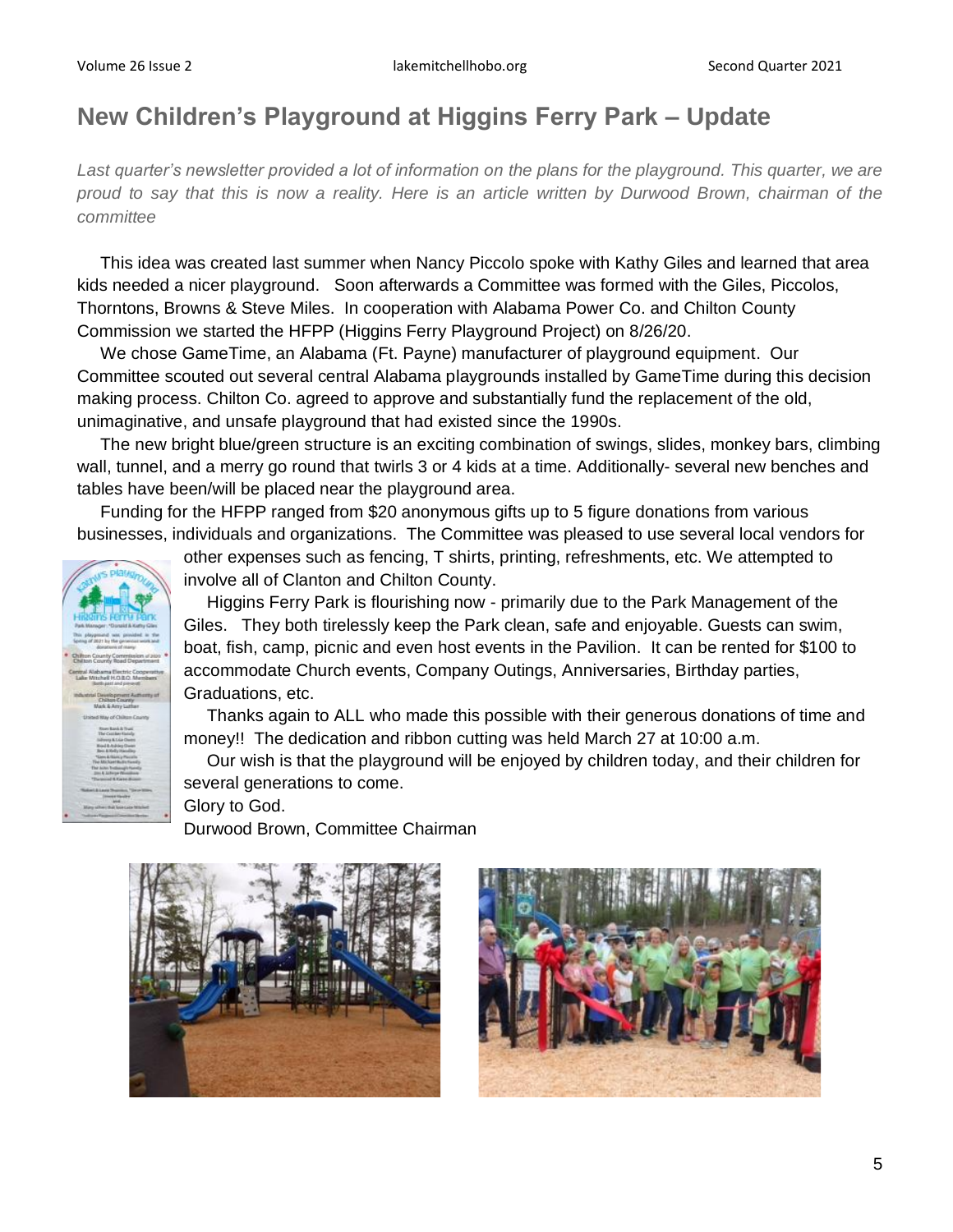## New Children's Playground at Higgins Ferry Park – Update

*Last quarter's newsletter provided a lot of information on the plans for the playground. This quarter, we are proud to say that this is now a reality. Here is an article written by Durwood Brown, chairman of the committee*

This idea was created last summer when Nancy Piccolo spoke with Kathy Giles and learned that area kids needed a nicer playground. Soon afterwards a Committee was formed with the Giles, Piccolos, Thorntons, Browns & Steve Miles. In cooperation with Alabama Power Co. and Chilton County Commission we started the HFPP (Higgins Ferry Playground Project) on 8/26/20.

We chose GameTime, an Alabama (Ft. Payne) manufacturer of playground equipment. Our Committee scouted out several central Alabama playgrounds installed by GameTime during this decision making process. Chilton Co. agreed to approve and substantially fund the replacement of the old, unimaginative, and unsafe playground that had existed since the 1990s.

The new bright blue/green structure is an exciting combination of swings, slides, monkey bars, climbing wall, tunnel, and a merry go round that twirls 3 or 4 kids at a time. Additionally- several new benches and tables have been/will be placed near the playground area.

Funding for the HFPP ranged from $20 anonymous gifts up to 5 figure donations from various businesses, individuals and organizations. The Committee was pleased to use several local vendors for other expenses such as fencing, T shirts, printing, refreshments, etc. We attempted to involve all of Clanton and Chilton County.

Higgins Ferry Park is flourishing now - primarily due to the Park Management of the Giles. They both tirelessly keep the Park clean, safe and enjoyable. Guests can swim, boat, fish, camp, picnic and even host events in the Pavilion. It can be rented for $100 to accommodate Church events, Company Outings, Anniversaries, Birthday parties, Graduations, etc.

Thanks again to ALL who made this possible with their generous donations of time and money!! The dedication and ribbon cutting was held March 27 at 10:00 a.m.

Our wish is that the playground will be enjoyed by children today, and their children for several generations to come.

Glory to God.

Durwood Brown, Committee Chairman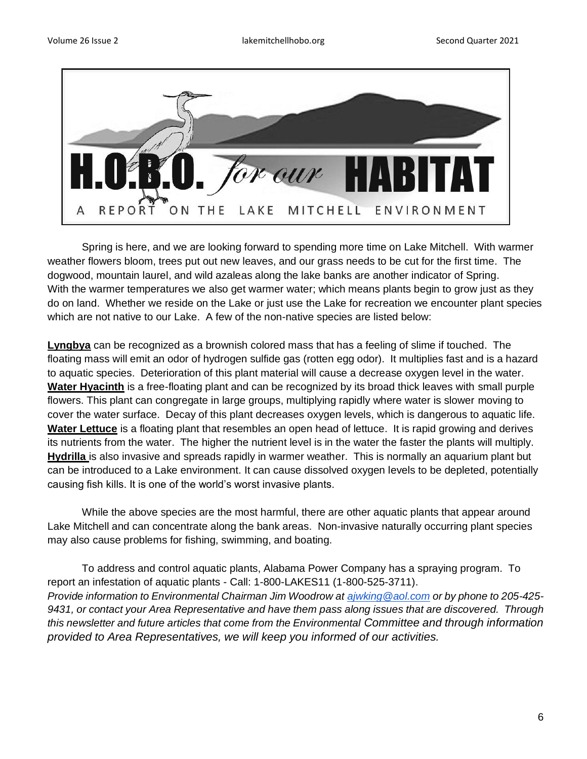# H.O.B.O. for our HABITAT

A REPORT ON THE LAKE MITCHELL ENVIRONMENT

Spring is here, and we are looking forward to spending more time on Lake Mitchell. With warmer weather flowers bloom, trees put out new leaves, and our grass needs to be cut for the first time. The dogwood, mountain laurel, and wild azaleas along the lake banks are another indicator of Spring. With the warmer temperatures we also get warmer water; which means plants begin to grow just as they do on land. Whether we reside on the Lake or just use the Lake for recreation we encounter plant species which are not native to our Lake. A few of the non-native species are listed below:

**Lyngbya** can be recognized as a brownish colored mass that has a feeling of slime if touched. The floating mass will emit an odor of hydrogen sulfide gas (rotten egg odor). It multiplies fast and is a hazard to aquatic species. Deterioration of this plant material will cause a decrease oxygen level in the water.
**Water Hyacinth** is a free-floating plant and can be recognized by its broad thick leaves with small purple flowers. This plant can congregate in large groups, multiplying rapidly where water is slower moving to cover the water surface. Decay of this plant decreases oxygen levels, which is dangerous to aquatic life.
**Water Lettuce** is a floating plant that resembles an open head of lettuce. It is rapid growing and derives its nutrients from the water. The higher the nutrient level is in the water the faster the plants will multiply.
**Hydrilla** is also invasive and spreads rapidly in warmer weather. This is normally an aquarium plant but can be introduced to a Lake environment. It can cause dissolved oxygen levels to be depleted, potentially causing fish kills. It is one of the world's worst invasive plants.

While the above species are the most harmful, there are other aquatic plants that appear around Lake Mitchell and can concentrate along the bank areas. Non-invasive naturally occurring plant species may also cause problems for fishing, swimming, and boating.

To address and control aquatic plants, Alabama Power Company has a spraying program. To report an infestation of aquatic plants - Call: 1-800-LAKES11 (1-800-525-3711).
*Provide information to Environmental Chairman Jim Woodrow at ajwking@aol.com or by phone to 205-425-9431, or contact your Area Representative and have them pass along issues that are discovered. Through this newsletter and future articles that come from the Environmental Committee and through information provided to Area Representatives, we will keep you informed of our activities.*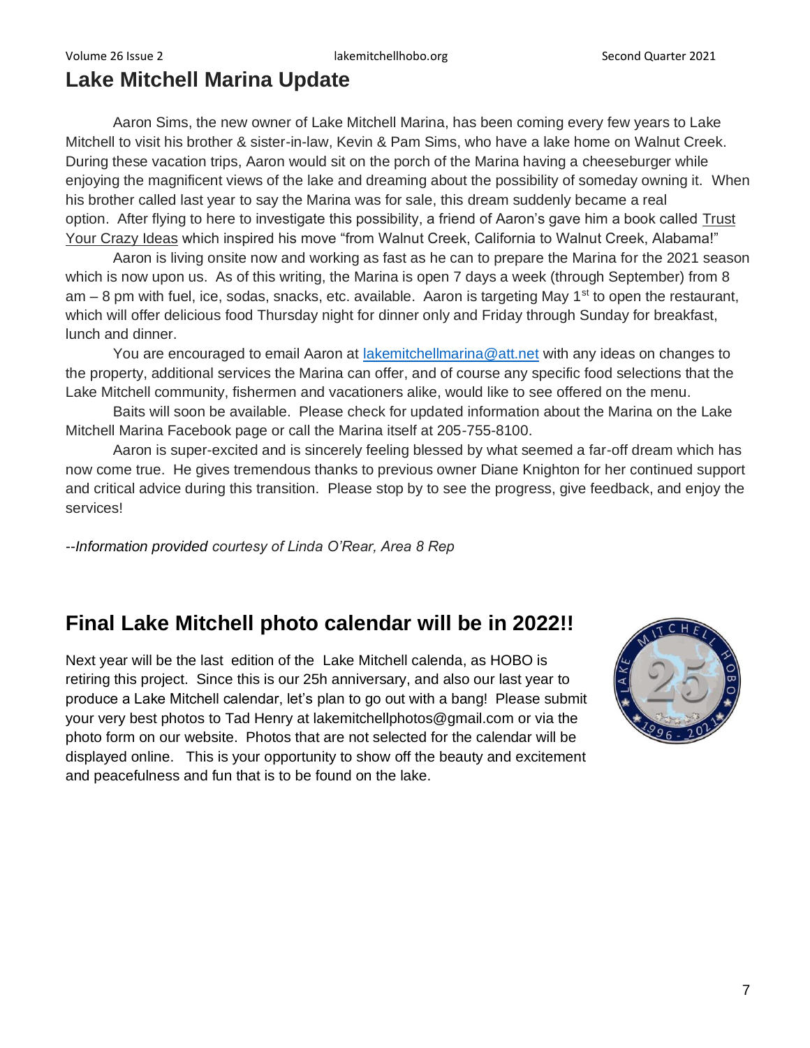## Lake Mitchell Marina Update

Aaron Sims, the new owner of Lake Mitchell Marina, has been coming every few years to Lake Mitchell to visit his brother & sister-in-law, Kevin & Pam Sims, who have a lake home on Walnut Creek. During these vacation trips, Aaron would sit on the porch of the Marina having a cheeseburger while enjoying the magnificent views of the lake and dreaming about the possibility of someday owning it. When his brother called last year to say the Marina was for sale, this dream suddenly became a real option. After flying to here to investigate this possibility, a friend of Aaron's gave him a book called Trust Your Crazy Ideas which inspired his move "from Walnut Creek, California to Walnut Creek, Alabama!"

Aaron is living onsite now and working as fast as he can to prepare the Marina for the 2021 season which is now upon us. As of this writing, the Marina is open 7 days a week (through September) from 8 am – 8 pm with fuel, ice, sodas, snacks, etc. available. Aaron is targeting May 1st to open the restaurant, which will offer delicious food Thursday night for dinner only and Friday through Sunday for breakfast, lunch and dinner.

You are encouraged to email Aaron at [lakemitchellmarina@att.net](mailto:lakemitchellmarina@att.net) with any ideas on changes to the property, additional services the Marina can offer, and of course any specific food selections that the Lake Mitchell community, fishermen and vacationers alike, would like to see offered on the menu.

Baits will soon be available. Please check for updated information about the Marina on the Lake Mitchell Marina Facebook page or call the Marina itself at 205-755-8100.

Aaron is super-excited and is sincerely feeling blessed by what seemed a far-off dream which has now come true. He gives tremendous thanks to previous owner Diane Knighton for her continued support and critical advice during this transition. Please stop by to see the progress, give feedback, and enjoy the services!

*--Information provided courtesy of Linda O'Rear, Area 8 Rep*

## Final Lake Mitchell photo calendar will be in 2022!!

Next year will be the last edition of the Lake Mitchell calenda, as HOBO is retiring this project. Since this is our 25h anniversary, and also our last year to produce a Lake Mitchell calendar, let's plan to go out with a bang! Please submit your very best photos to Tad Henry at lakemitchellphotos@gmail.com or via the photo form on our website. Photos that are not selected for the calendar will be displayed online. This is your opportunity to show off the beauty and excitement and peacefulness and fun that is to be found on the lake.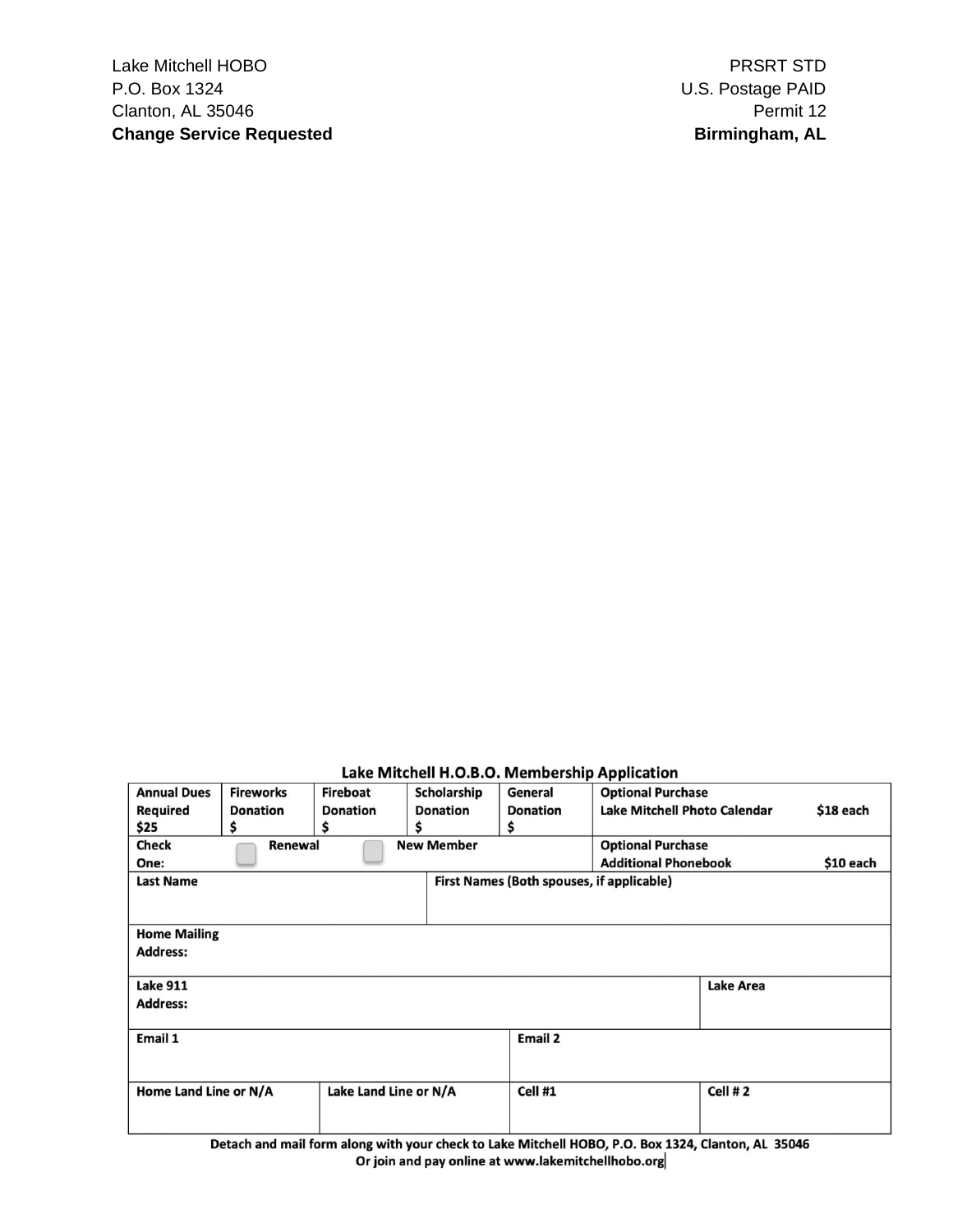Lake Mitchell HOBO
P.O. Box 1324
Clanton, AL 35046
**Change Service Requested**

PRSRT STD
U.S. Postage PAID
Permit 12
**Birmingham, AL**

## Lake Mitchell H.O.B.O. Membership Application

| | | | | | |
|---|---|---|---|---|---|
| **Annual Dues Required $25** | **Fireworks Donation $** | **Fireboat Donation $** | **Scholarship Donation $** | **General Donation $** | **Optional Purchase Lake Mitchell Photo Calendar $18 each** |
| **Check One:** ☐ **Renewal** ☐ **New Member** | | | | | **Optional Purchase Additional Phonebook $10 each** |
| **Last Name** | | | **First Names (Both spouses, if applicable)** | | |
| **Home Mailing Address:** | | | | | |
| **Lake 911 Address:** | | | | | **Lake Area** |
| **Email 1** | | | | **Email 2** | |
| **Home Land Line or N/A** | | **Lake Land Line or N/A** | | **Cell #1** | **Cell # 2** |

**Detach and mail form along with your check to Lake Mitchell HOBO, P.O. Box 1324, Clanton, AL 35046**
**Or join and pay online at www.lakemitchellhobo.org**